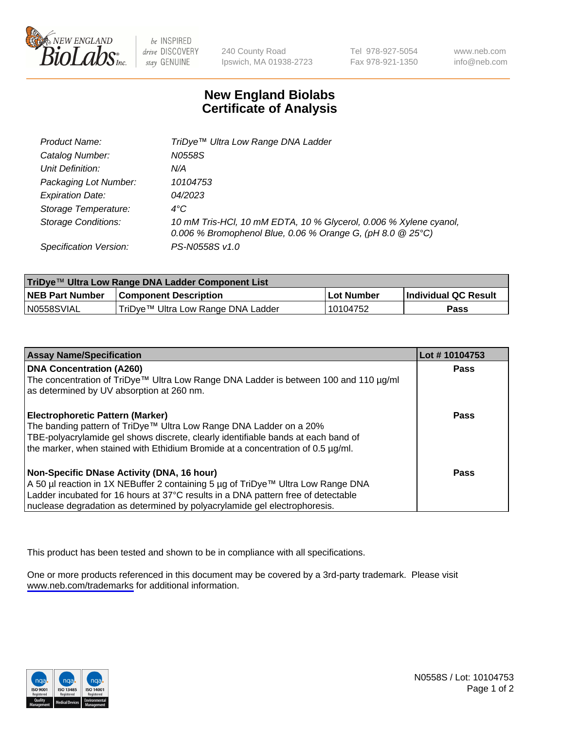NEW ENGLAND BioLabs Inc. — be INSPIRED drive DISCOVERY stay GENUINE

240 County Road
Ipswich, MA 01938-2723

Tel 978-927-5054
Fax 978-921-1350

www.neb.com
info@neb.com

# New England Biolabs Certificate of Analysis

| | |
|---|---|
| *Product Name:* | *TriDye™ Ultra Low Range DNA Ladder* |
| *Catalog Number:* | *N0558S* |
| *Unit Definition:* | *N/A* |
| *Packaging Lot Number:* | *10104753* |
| *Expiration Date:* | *04/2023* |
| *Storage Temperature:* | *4°C* |
| *Storage Conditions:* | *10 mM Tris-HCl, 10 mM EDTA, 10 % Glycerol, 0.006 % Xylene cyanol, 0.006 % Bromophenol Blue, 0.06 % Orange G, (pH 8.0 @ 25°C)* |
| *Specification Version:* | *PS-N0558S v1.0* |

| **TriDye™ Ultra Low Range DNA Ladder Component List** | | | |
|---|---|---|---|
| **NEB Part Number** | **Component Description** | **Lot Number** | **Individual QC Result** |
| N0558SVIAL | TriDye™ Ultra Low Range DNA Ladder | 10104752 | **Pass** |

| **Assay Name/Specification** | **Lot # 10104753** |
|---|---|
| **DNA Concentration (A260)**<br>The concentration of TriDye™ Ultra Low Range DNA Ladder is between 100 and 110 µg/ml as determined by UV absorption at 260 nm. | **Pass** |
| **Electrophoretic Pattern (Marker)**<br>The banding pattern of TriDye™ Ultra Low Range DNA Ladder on a 20% TBE-polyacrylamide gel shows discrete, clearly identifiable bands at each band of the marker, when stained with Ethidium Bromide at a concentration of 0.5 µg/ml. | **Pass** |
| **Non-Specific DNase Activity (DNA, 16 hour)**<br>A 50 µl reaction in 1X NEBuffer 2 containing 5 µg of TriDye™ Ultra Low Range DNA Ladder incubated for 16 hours at 37°C results in a DNA pattern free of detectable nuclease degradation as determined by polyacrylamide gel electrophoresis. | **Pass** |

This product has been tested and shown to be in compliance with all specifications.

One or more products referenced in this document may be covered by a 3rd-party trademark. Please visit www.neb.com/trademarks for additional information.

ISO 9001 Registered Quality Management | ISO 13485 Registered Medical Devices | ISO 14001 Registered Environmental Management

N0558S / Lot: 10104753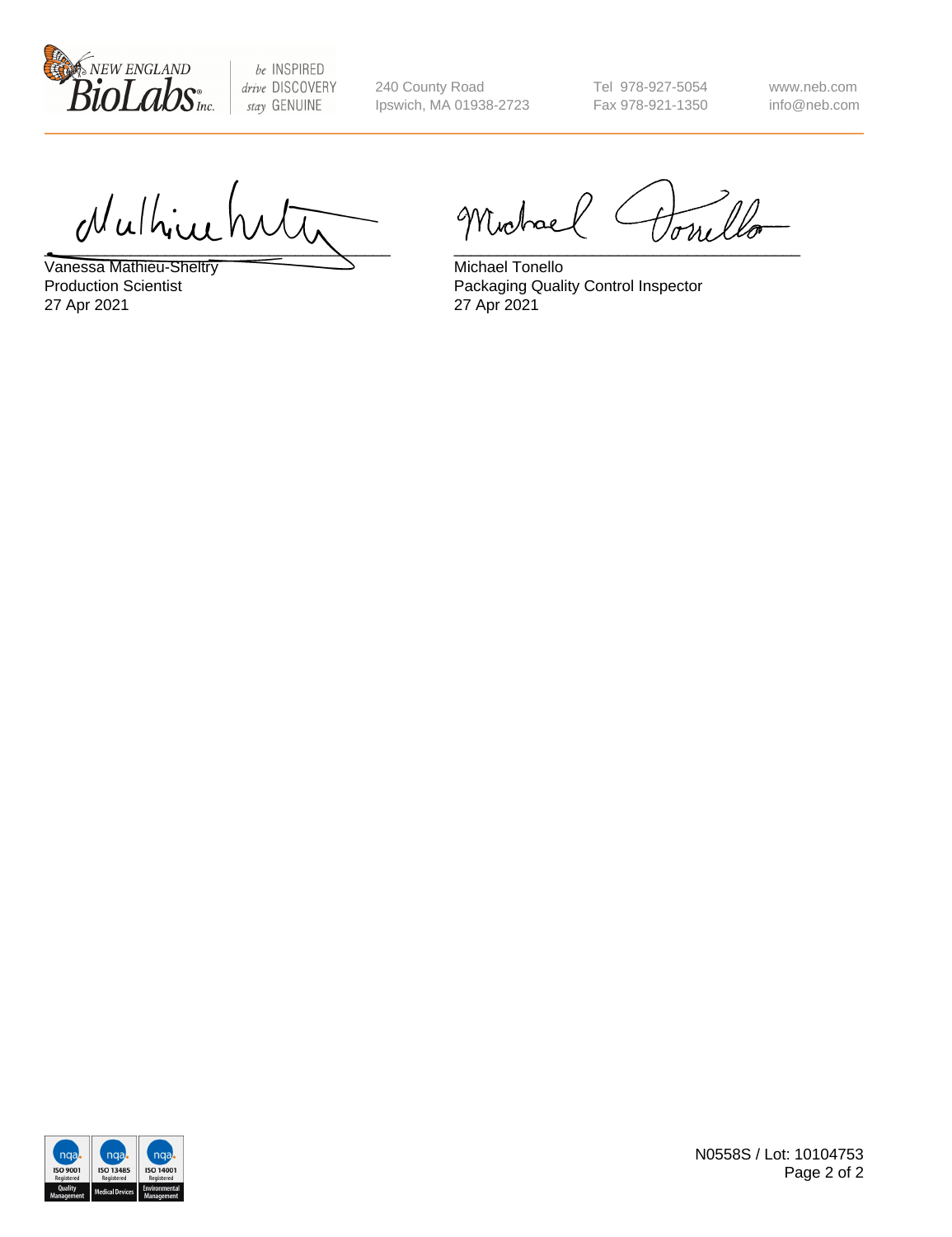Vanessa Mathieu-Sheltry
Production Scientist
27 Apr 2021

Michael Tonello
Packaging Quality Control Inspector
27 Apr 2021

N0558S / Lot: 10104753